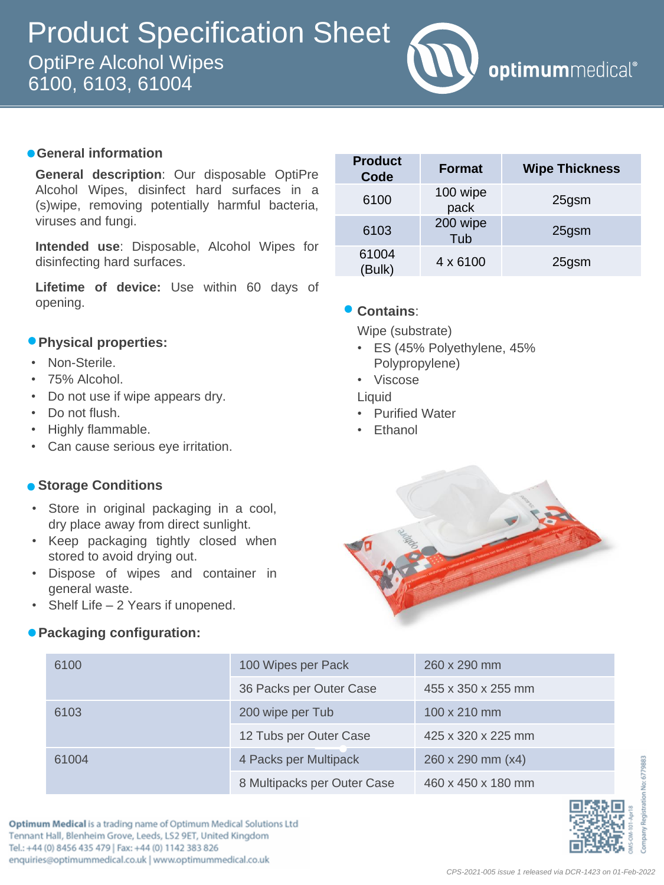# Product Specification Sheet

## OptiPre Alcohol Wipes
## 6100, 6103, 61004

optimummedical®

### General information

**General description**: Our disposable OptiPre Alcohol Wipes, disinfect hard surfaces in a (s)wipe, removing potentially harmful bacteria, viruses and fungi.

**Intended use**: Disposable, Alcohol Wipes for disinfecting hard surfaces.

**Lifetime of device:** Use within 60 days of opening.

| Product Code | Format | Wipe Thickness |
|---|---|---|
| 6100 | 100 wipe pack | 25gsm |
| 6103 | 200 wipe Tub | 25gsm |
| 61004 (Bulk) | 4 x 6100 | 25gsm |

### Physical properties:

- Non-Sterile.
- 75% Alcohol.
- Do not use if wipe appears dry.
- Do not flush.
- Highly flammable.
- Can cause serious eye irritation.

### Contains:

Wipe (substrate)

- ES (45% Polyethylene, 45% Polypropylene)
- Viscose

Liquid

- Purified Water
- Ethanol

### Storage Conditions

- Store in original packaging in a cool, dry place away from direct sunlight.
- Keep packaging tightly closed when stored to avoid drying out.
- Dispose of wipes and container in general waste.
- Shelf Life – 2 Years if unopened.

### Packaging configuration:

| | | |
|---|---|---|
| 6100 | 100 Wipes per Pack | 260 x 290 mm |
| | 36 Packs per Outer Case | 455 x 350 x 255 mm |
| 6103 | 200 wipe per Tub | 100 x 210 mm |
| | 12 Tubs per Outer Case | 425 x 320 x 225 mm |
| 61004 | 4 Packs per Multipack | 260 x 290 mm (x4) |
| | 8 Multipacks per Outer Case | 460 x 450 x 180 mm |

**Optimum Medical** is a trading name of Optimum Medical Solutions Ltd
Tennant Hall, Blenheim Grove, Leeds, LS2 9ET, United Kingdom
Tel.: +44 (0) 8456 435 479 | Fax: +44 (0) 1142 383 826
enquiries@optimummedical.co.uk | www.optimummedical.co.uk

OMS-OM-101-Apr18
Company Registration No: 6779883

*CPS-2021-005 issue 1 released via DCR-1423 on 01-Feb-2022*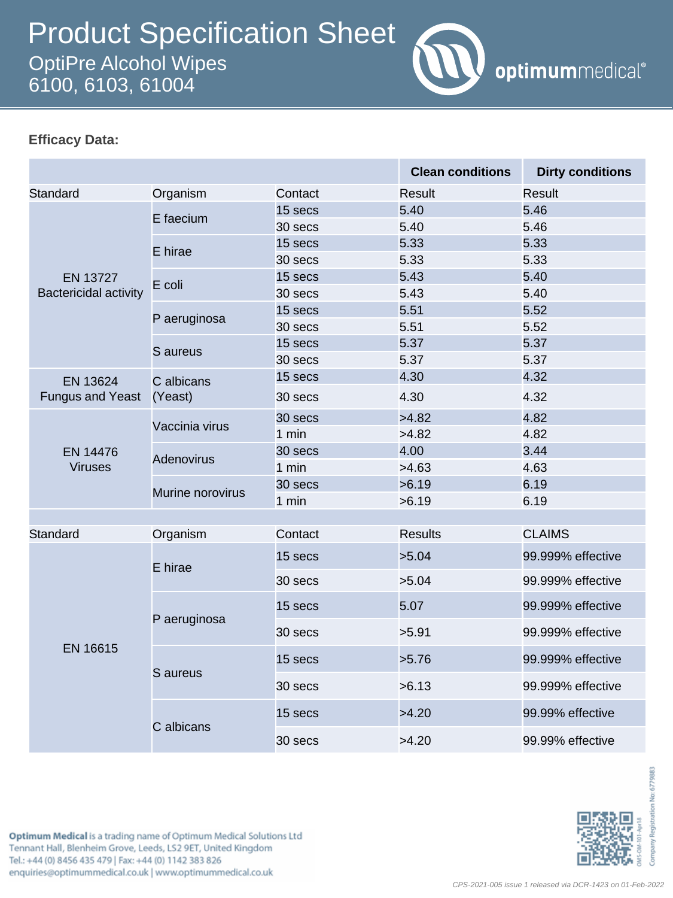# Product Specification Sheet

## OptiPre Alcohol Wipes
## 6100, 6103, 61004

optimummedical®

**Efficacy Data:**

| | | | Clean conditions | Dirty conditions |
|---|---|---|---|---|
| Standard | Organism | Contact | Result | Result |
| EN 13727 Bactericidal activity | E faecium | 15 secs | 5.40 | 5.46 |
| | | 30 secs | 5.40 | 5.46 |
| | E hirae | 15 secs | 5.33 | 5.33 |
| | | 30 secs | 5.33 | 5.33 |
| | E coli | 15 secs | 5.43 | 5.40 |
| | | 30 secs | 5.43 | 5.40 |
| | P aeruginosa | 15 secs | 5.51 | 5.52 |
| | | 30 secs | 5.51 | 5.52 |
| | S aureus | 15 secs | 5.37 | 5.37 |
| | | 30 secs | 5.37 | 5.37 |
| EN 13624 Fungus and Yeast | C albicans (Yeast) | 15 secs | 4.30 | 4.32 |
| | | 30 secs | 4.30 | 4.32 |
| EN 14476 Viruses | Vaccinia virus | 30 secs | >4.82 | 4.82 |
| | | 1 min | >4.82 | 4.82 |
| | Adenovirus | 30 secs | 4.00 | 3.44 |
| | | 1 min | >4.63 | 4.63 |
| | Murine norovirus | 30 secs | >6.19 | 6.19 |
| | | 1 min | >6.19 | 6.19 |

| Standard | Organism | Contact | Results | CLAIMS |
|---|---|---|---|---|
| EN 16615 | E hirae | 15 secs | >5.04 | 99.999% effective |
| | | 30 secs | >5.04 | 99.999% effective |
| | P aeruginosa | 15 secs | 5.07 | 99.999% effective |
| | | 30 secs | >5.91 | 99.999% effective |
| | S aureus | 15 secs | >5.76 | 99.999% effective |
| | | 30 secs | >6.13 | 99.999% effective |
| | C albicans | 15 secs | >4.20 | 99.99% effective |
| | | 30 secs | >4.20 | 99.99% effective |

**Optimum Medical** is a trading name of Optimum Medical Solutions Ltd
Tennant Hall, Blenheim Grove, Leeds, LS2 9ET, United Kingdom
Tel.: +44 (0) 8456 435 479 | Fax: +44 (0) 1142 383 826
enquiries@optimummedical.co.uk | www.optimummedical.co.uk

OMS-OM-101-Apr18
Company Registration No: 6779883

*CPS-2021-005 issue 1 released via DCR-1423 on 01-Feb-2022*